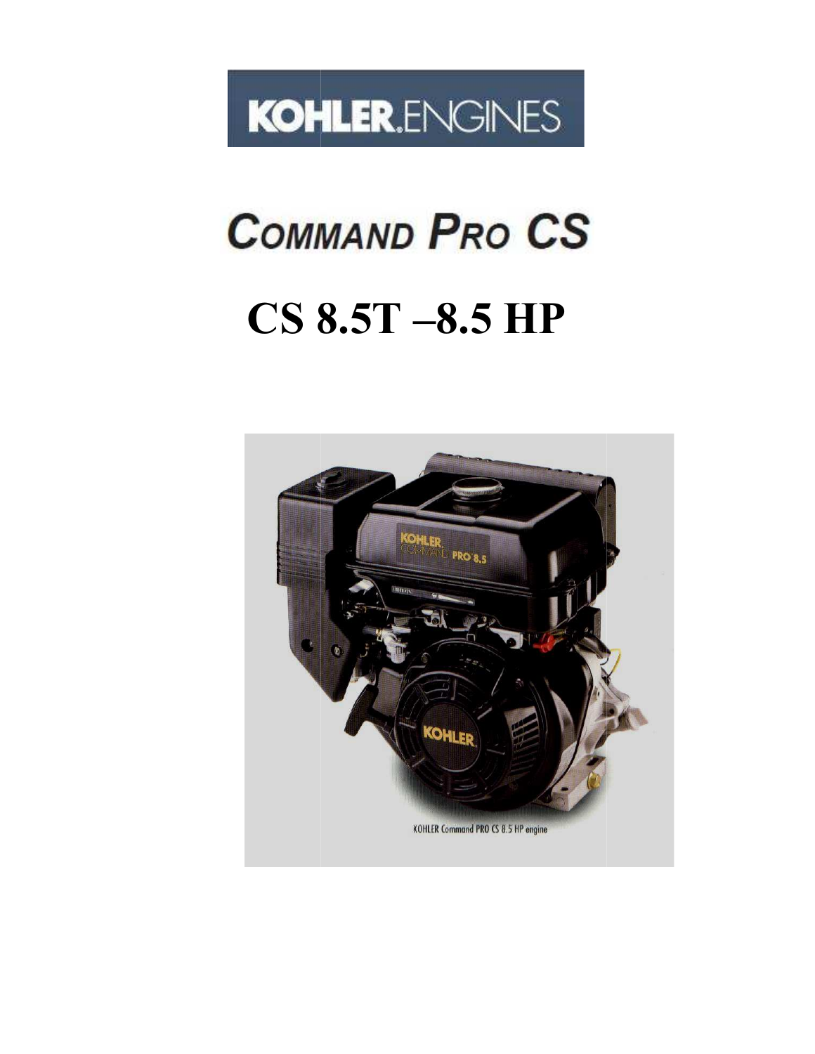# KOHLER.ENGINES

# COMMAND PRO CS

# CS 8.5T –8.5 HP

KOHLER Command PRO CS 8.5 HP engine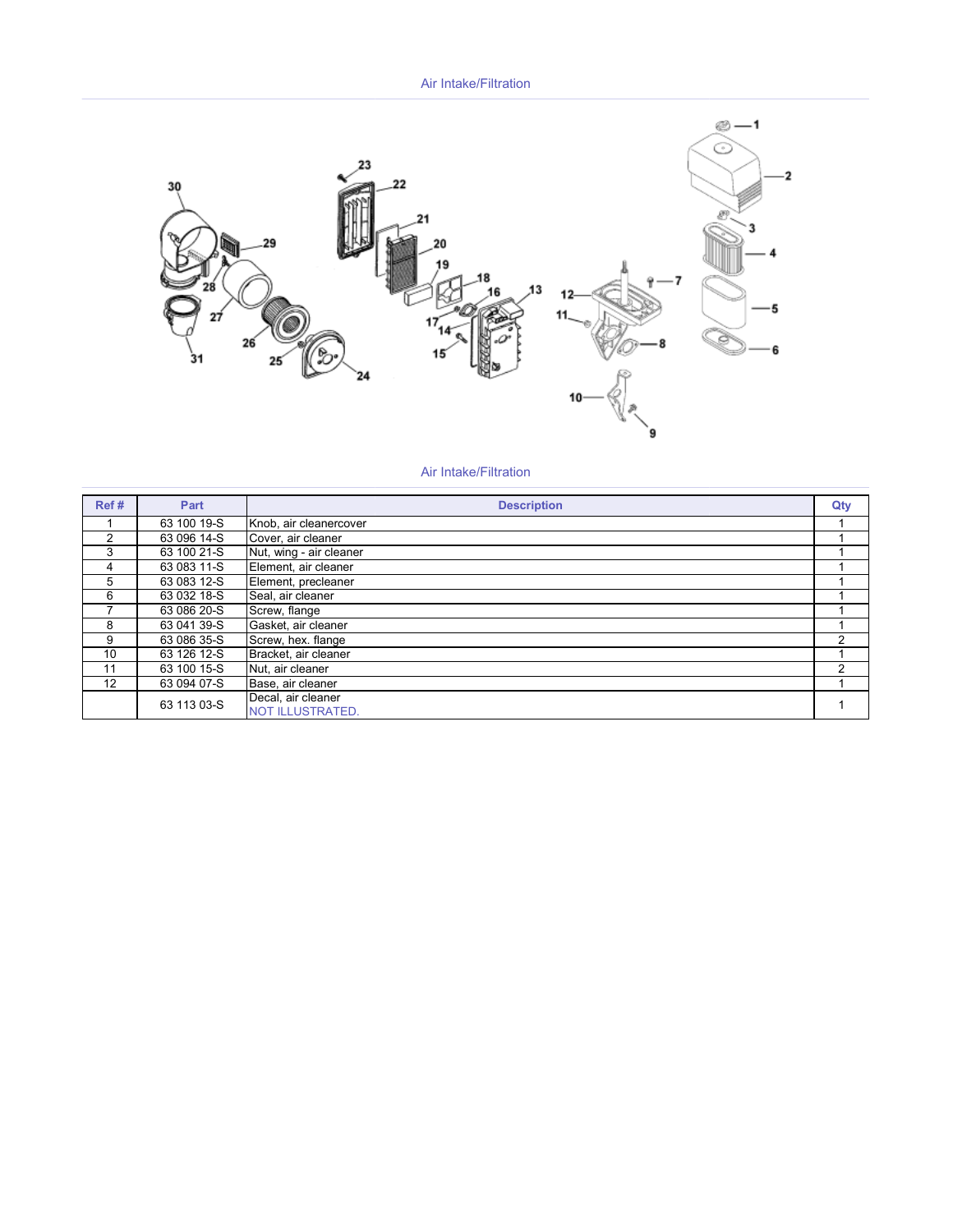## Air Intake/Filtration

## Air Intake/Filtration

| Ref # | Part | Description | Qty |
|---|---|---|---|
| 1 | 63 100 19-S | Knob, air cleanercover | 1 |
| 2 | 63 096 14-S | Cover, air cleaner | 1 |
| 3 | 63 100 21-S | Nut, wing - air cleaner | 1 |
| 4 | 63 083 11-S | Element, air cleaner | 1 |
| 5 | 63 083 12-S | Element, precleaner | 1 |
| 6 | 63 032 18-S | Seal, air cleaner | 1 |
| 7 | 63 086 20-S | Screw, flange | 1 |
| 8 | 63 041 39-S | Gasket, air cleaner | 1 |
| 9 | 63 086 35-S | Screw, hex. flange | 2 |
| 10 | 63 126 12-S | Bracket, air cleaner | 1 |
| 11 | 63 100 15-S | Nut, air cleaner | 2 |
| 12 | 63 094 07-S | Base, air cleaner | 1 |
| | 63 113 03-S | Decal, air cleaner NOT ILLUSTRATED. | 1 |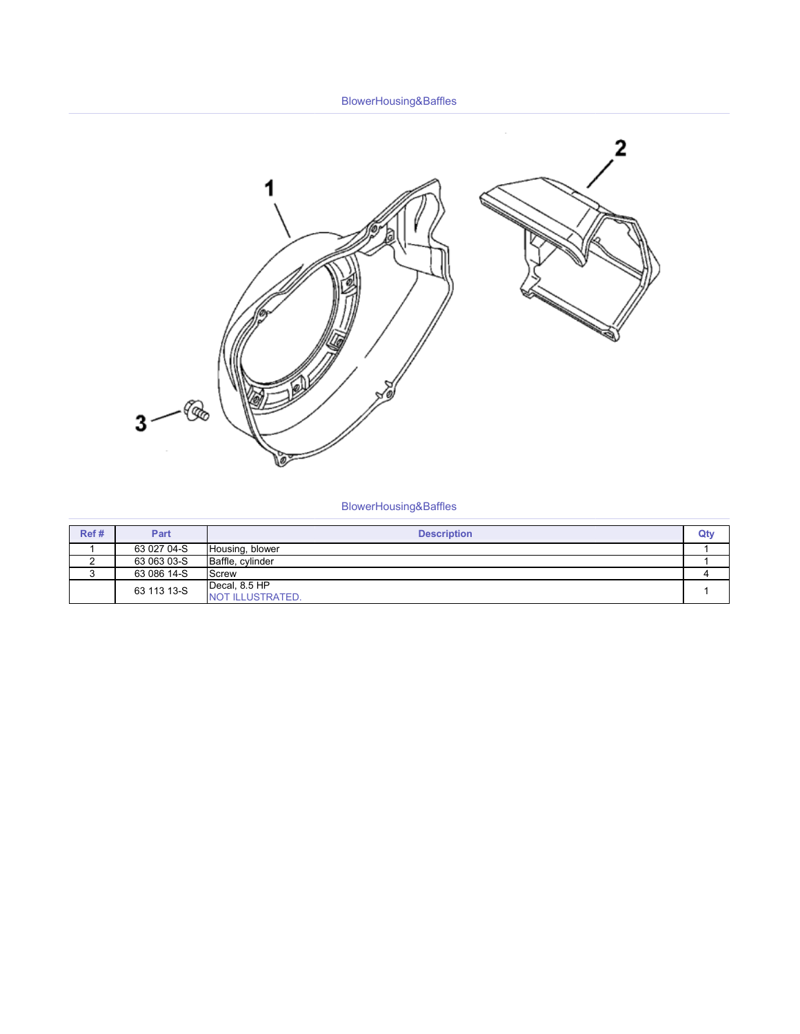## BlowerHousing&Baffles

## BlowerHousing&Baffles

| Ref # | Part | Description | Qty |
|---|---|---|---|
| 1 | 63 027 04-S | Housing, blower | 1 |
| 2 | 63 063 03-S | Baffle, cylinder | 1 |
| 3 | 63 086 14-S | Screw | 4 |
| | 63 113 13-S | Decal, 8.5 HP<br>NOT ILLUSTRATED. | 1 |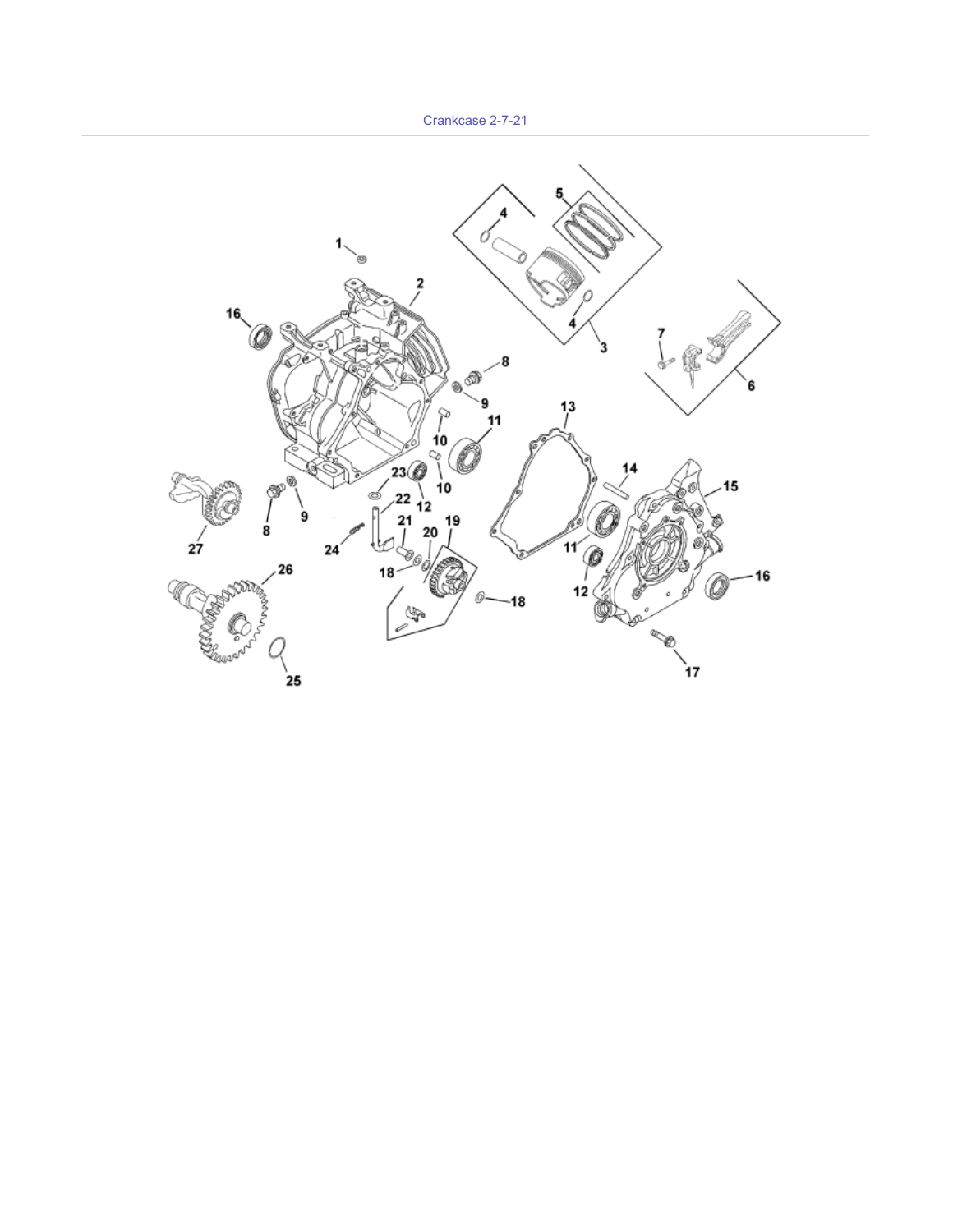Crankcase 2-7-21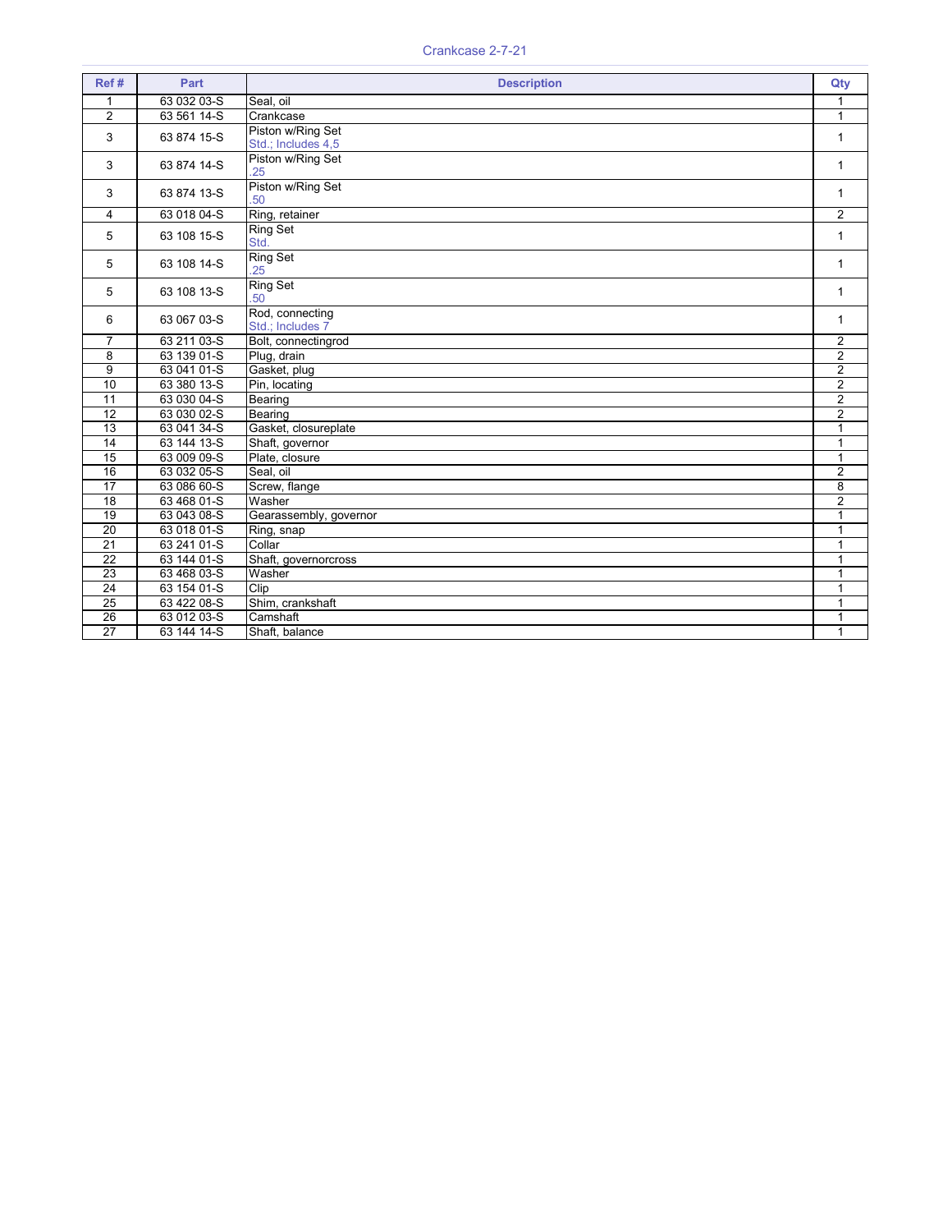## Crankcase 2-7-21

| Ref # | Part | Description | Qty |
|---|---|---|---|
| 1 | 63 032 03-S | Seal, oil | 1 |
| 2 | 63 561 14-S | Crankcase | 1 |
| 3 | 63 874 15-S | Piston w/Ring Set<br>Std.; Includes 4,5 | 1 |
| 3 | 63 874 14-S | Piston w/Ring Set<br>.25 | 1 |
| 3 | 63 874 13-S | Piston w/Ring Set<br>.50 | 1 |
| 4 | 63 018 04-S | Ring, retainer | 2 |
| 5 | 63 108 15-S | Ring Set<br>Std. | 1 |
| 5 | 63 108 14-S | Ring Set<br>.25 | 1 |
| 5 | 63 108 13-S | Ring Set<br>.50 | 1 |
| 6 | 63 067 03-S | Rod, connecting<br>Std.; Includes 7 | 1 |
| 7 | 63 211 03-S | Bolt, connectingrod | 2 |
| 8 | 63 139 01-S | Plug, drain | 2 |
| 9 | 63 041 01-S | Gasket, plug | 2 |
| 10 | 63 380 13-S | Pin, locating | 2 |
| 11 | 63 030 04-S | Bearing | 2 |
| 12 | 63 030 02-S | Bearing | 2 |
| 13 | 63 041 34-S | Gasket, closureplate | 1 |
| 14 | 63 144 13-S | Shaft, governor | 1 |
| 15 | 63 009 09-S | Plate, closure | 1 |
| 16 | 63 032 05-S | Seal, oil | 2 |
| 17 | 63 086 60-S | Screw, flange | 8 |
| 18 | 63 468 01-S | Washer | 2 |
| 19 | 63 043 08-S | Gearassembly, governor | 1 |
| 20 | 63 018 01-S | Ring, snap | 1 |
| 21 | 63 241 01-S | Collar | 1 |
| 22 | 63 144 01-S | Shaft, governorcross | 1 |
| 23 | 63 468 03-S | Washer | 1 |
| 24 | 63 154 01-S | Clip | 1 |
| 25 | 63 422 08-S | Shim, crankshaft | 1 |
| 26 | 63 012 03-S | Camshaft | 1 |
| 27 | 63 144 14-S | Shaft, balance | 1 |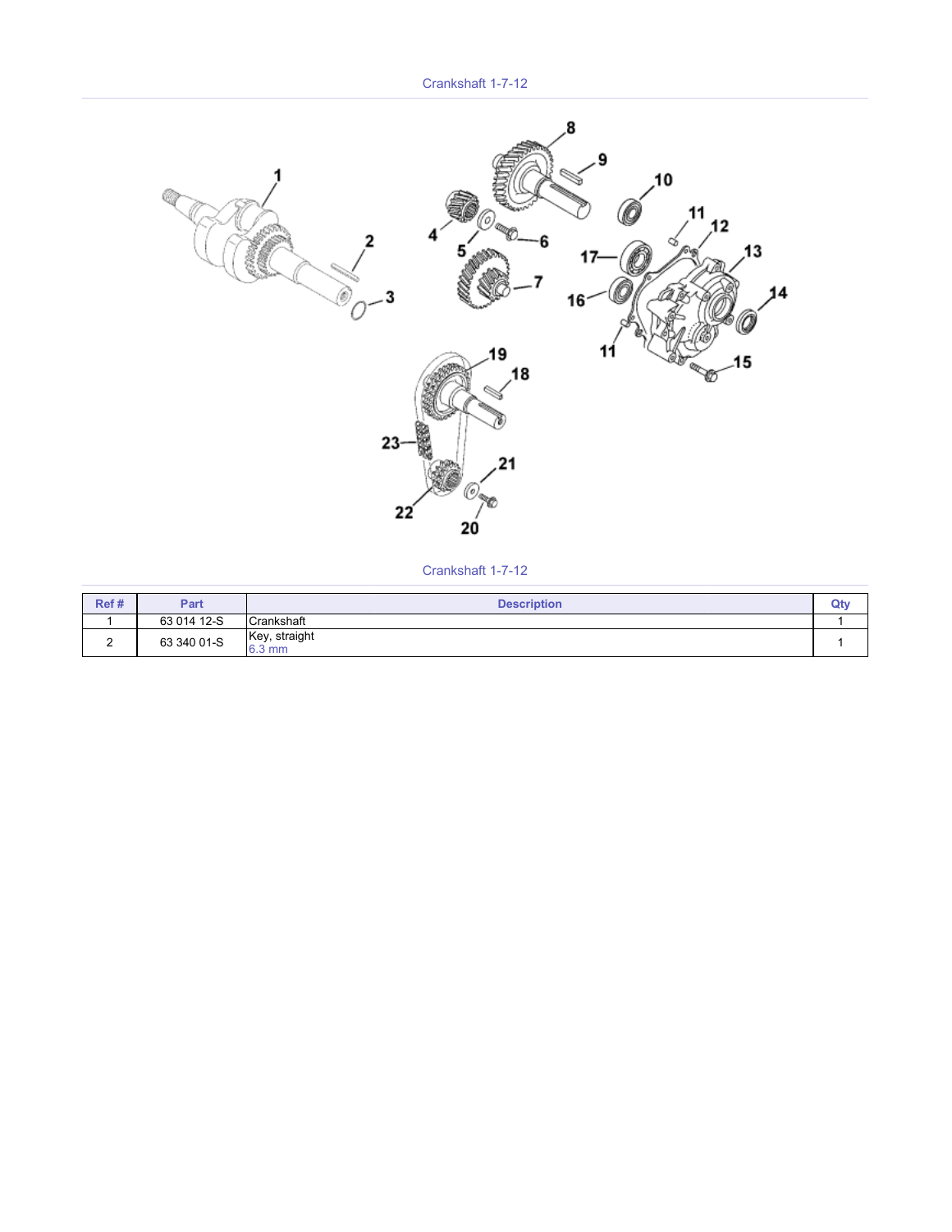Crankshaft 1-7-12

Crankshaft 1-7-12

| Ref # | Part | Description | Qty |
| --- | --- | --- | --- |
| 1 | 63 014 12-S | Crankshaft | 1 |
| 2 | 63 340 01-S | Key, straight<br>6.3 mm | 1 |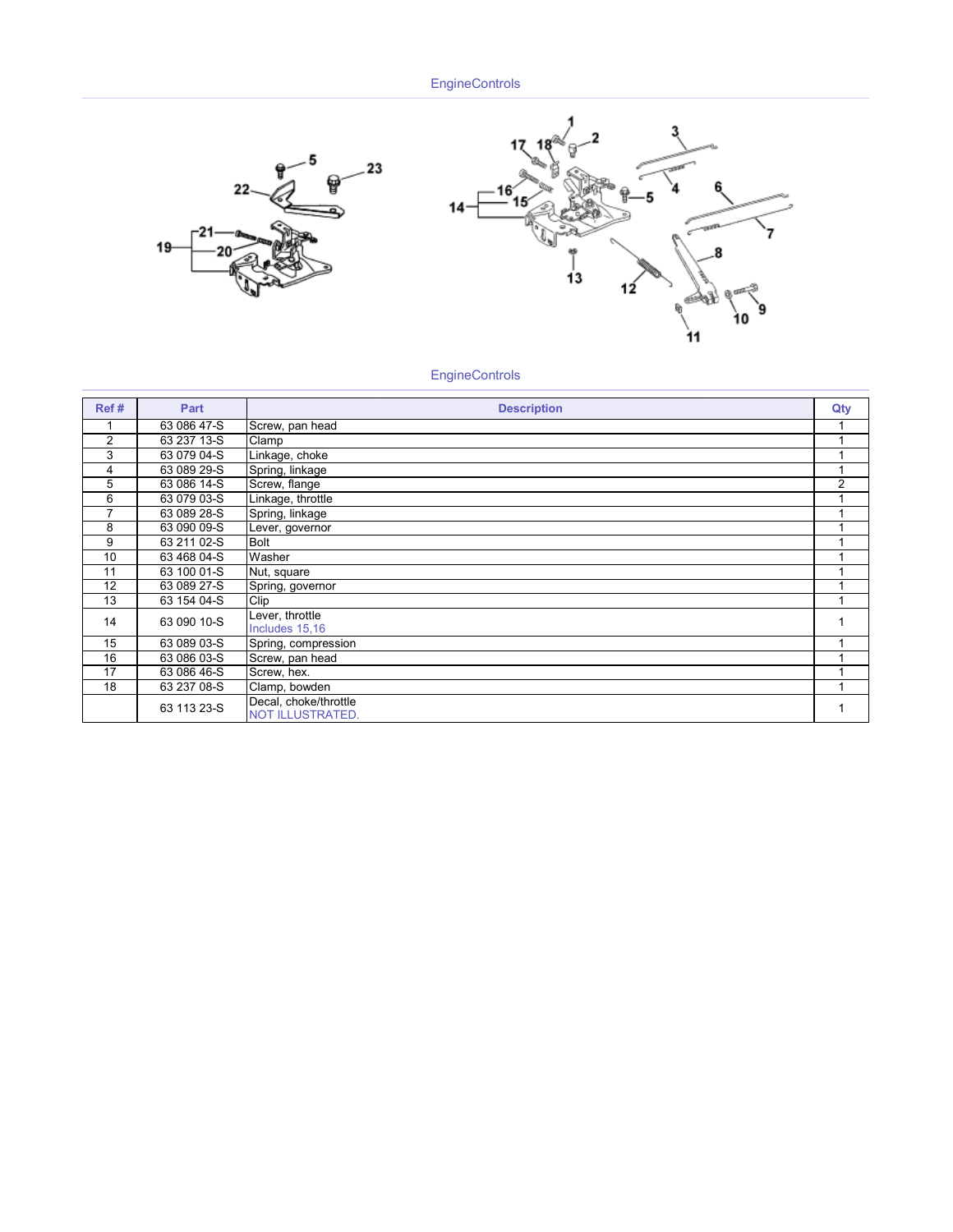## EngineControls

## EngineControls

| Ref # | Part | Description | Qty |
|---|---|---|---|
| 1 | 63 086 47-S | Screw, pan head | 1 |
| 2 | 63 237 13-S | Clamp | 1 |
| 3 | 63 079 04-S | Linkage, choke | 1 |
| 4 | 63 089 29-S | Spring, linkage | 1 |
| 5 | 63 086 14-S | Screw, flange | 2 |
| 6 | 63 079 03-S | Linkage, throttle | 1 |
| 7 | 63 089 28-S | Spring, linkage | 1 |
| 8 | 63 090 09-S | Lever, governor | 1 |
| 9 | 63 211 02-S | Bolt | 1 |
| 10 | 63 468 04-S | Washer | 1 |
| 11 | 63 100 01-S | Nut, square | 1 |
| 12 | 63 089 27-S | Spring, governor | 1 |
| 13 | 63 154 04-S | Clip | 1 |
| 14 | 63 090 10-S | Lever, throttle<br>Includes 15,16 | 1 |
| 15 | 63 089 03-S | Spring, compression | 1 |
| 16 | 63 086 03-S | Screw, pan head | 1 |
| 17 | 63 086 46-S | Screw, hex. | 1 |
| 18 | 63 237 08-S | Clamp, bowden | 1 |
| | 63 113 23-S | Decal, choke/throttle<br>NOT ILLUSTRATED. | 1 |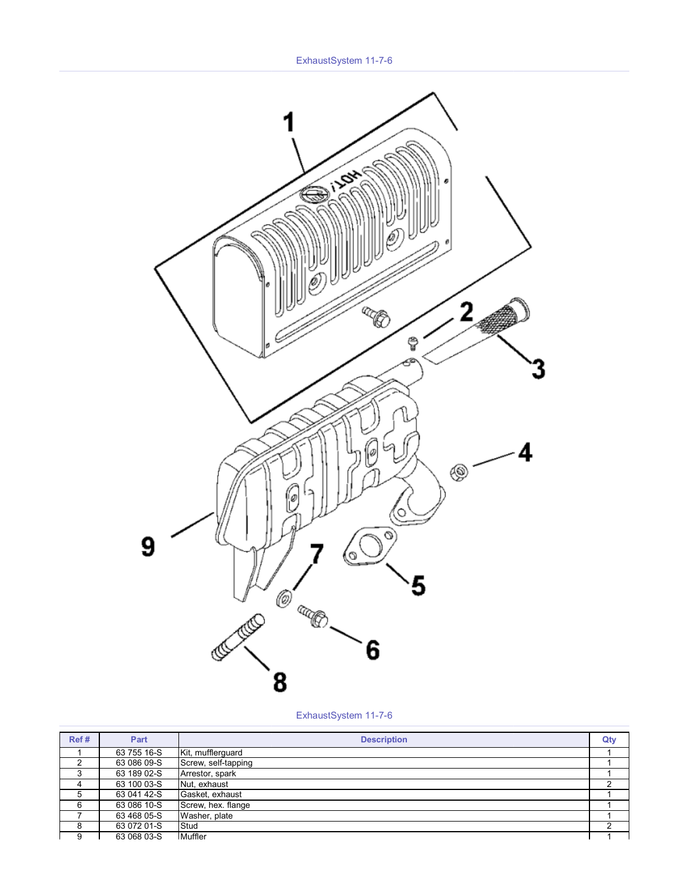ExhaustSystem 11-7-6

ExhaustSystem 11-7-6

| Ref # | Part | Description | Qty |
| --- | --- | --- | --- |
| 1 | 63 755 16-S | Kit, mufflerguard | 1 |
| 2 | 63 086 09-S | Screw, self-tapping | 1 |
| 3 | 63 189 02-S | Arrestor, spark | 1 |
| 4 | 63 100 03-S | Nut, exhaust | 2 |
| 5 | 63 041 42-S | Gasket, exhaust | 1 |
| 6 | 63 086 10-S | Screw, hex. flange | 1 |
| 7 | 63 468 05-S | Washer, plate | 1 |
| 8 | 63 072 01-S | Stud | 2 |
| 9 | 63 068 03-S | Muffler | 1 |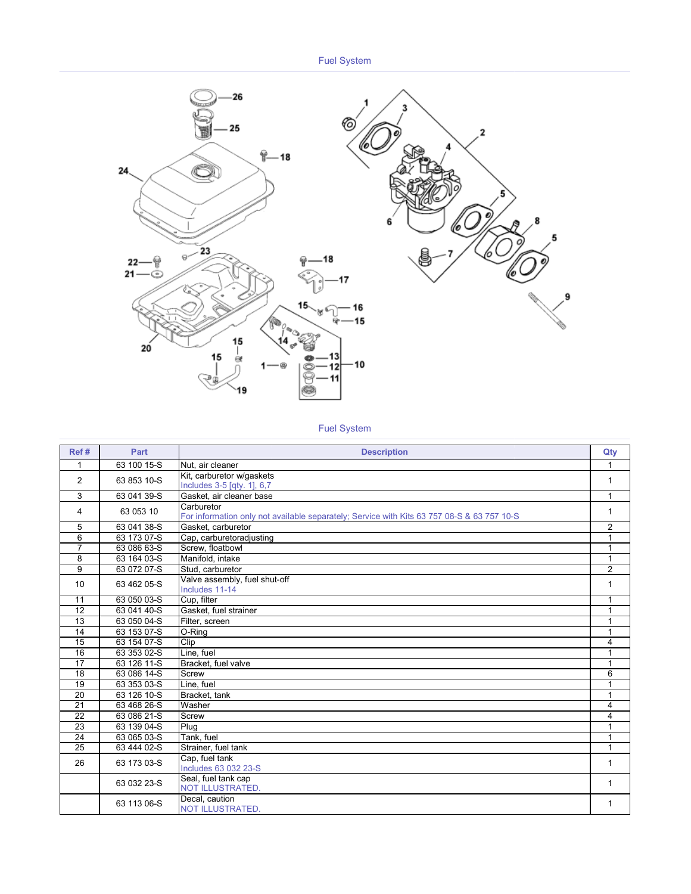## Fuel System

## Fuel System

| Ref # | Part | Description | Qty |
|---|---|---|---|
| 1 | 63 100 15-S | Nut, air cleaner | 1 |
| 2 | 63 853 10-S | Kit, carburetor w/gaskets<br>Includes 3-5 [qty. 1], 6,7 | 1 |
| 3 | 63 041 39-S | Gasket, air cleaner base | 1 |
| 4 | 63 053 10 | Carburetor<br>For information only not available separately; Service with Kits 63 757 08-S & 63 757 10-S | 1 |
| 5 | 63 041 38-S | Gasket, carburetor | 2 |
| 6 | 63 173 07-S | Cap, carburetoradjusting | 1 |
| 7 | 63 086 63-S | Screw, floatbowl | 1 |
| 8 | 63 164 03-S | Manifold, intake | 1 |
| 9 | 63 072 07-S | Stud, carburetor | 2 |
| 10 | 63 462 05-S | Valve assembly, fuel shut-off<br>Includes 11-14 | 1 |
| 11 | 63 050 03-S | Cup, filter | 1 |
| 12 | 63 041 40-S | Gasket, fuel strainer | 1 |
| 13 | 63 050 04-S | Filter, screen | 1 |
| 14 | 63 153 07-S | O-Ring | 1 |
| 15 | 63 154 07-S | Clip | 4 |
| 16 | 63 353 02-S | Line, fuel | 1 |
| 17 | 63 126 11-S | Bracket, fuel valve | 1 |
| 18 | 63 086 14-S | Screw | 6 |
| 19 | 63 353 03-S | Line, fuel | 1 |
| 20 | 63 126 10-S | Bracket, tank | 1 |
| 21 | 63 468 26-S | Washer | 4 |
| 22 | 63 086 21-S | Screw | 4 |
| 23 | 63 139 04-S | Plug | 1 |
| 24 | 63 065 03-S | Tank, fuel | 1 |
| 25 | 63 444 02-S | Strainer, fuel tank | 1 |
| 26 | 63 173 03-S | Cap, fuel tank<br>Includes 63 032 23-S | 1 |
| | 63 032 23-S | Seal, fuel tank cap<br>NOT ILLUSTRATED. | 1 |
| | 63 113 06-S | Decal, caution<br>NOT ILLUSTRATED. | 1 |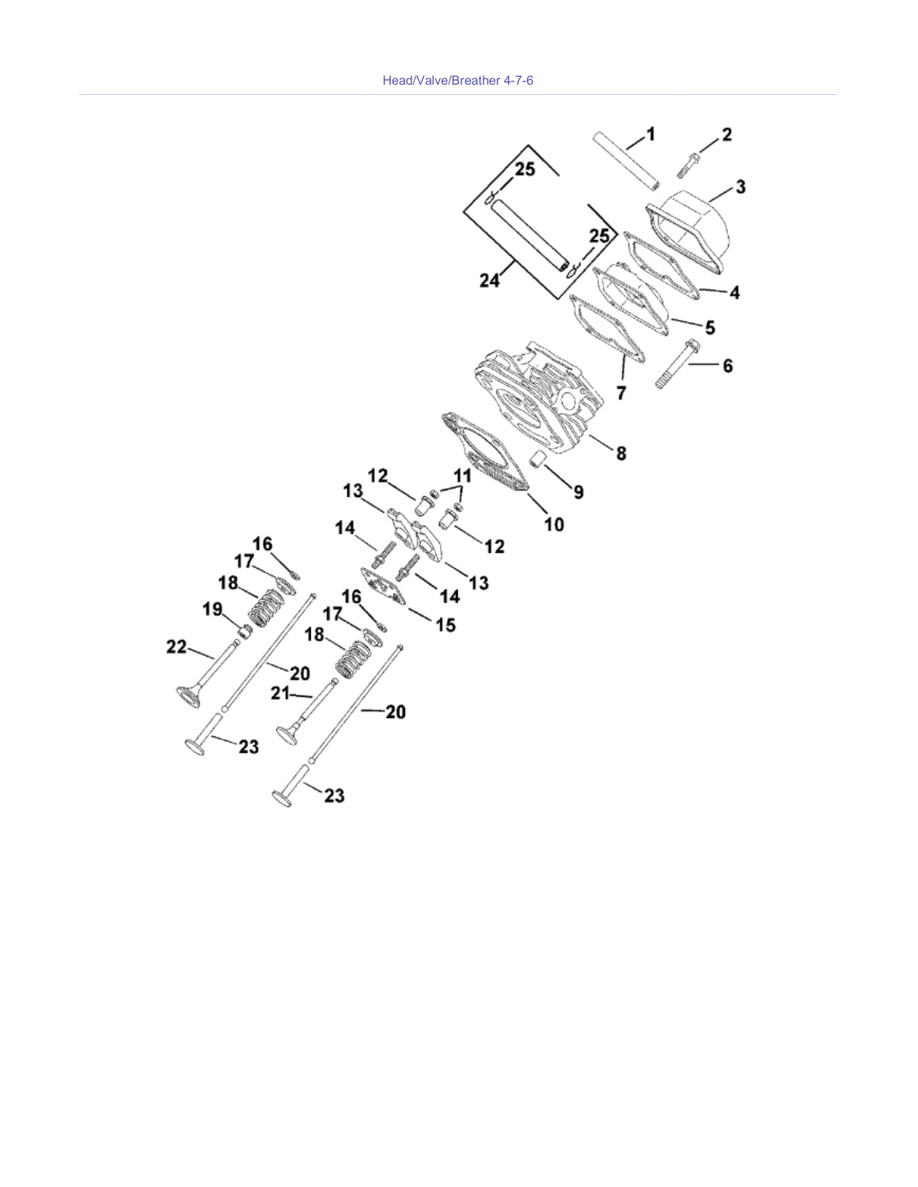Head/Valve/Breather 4-7-6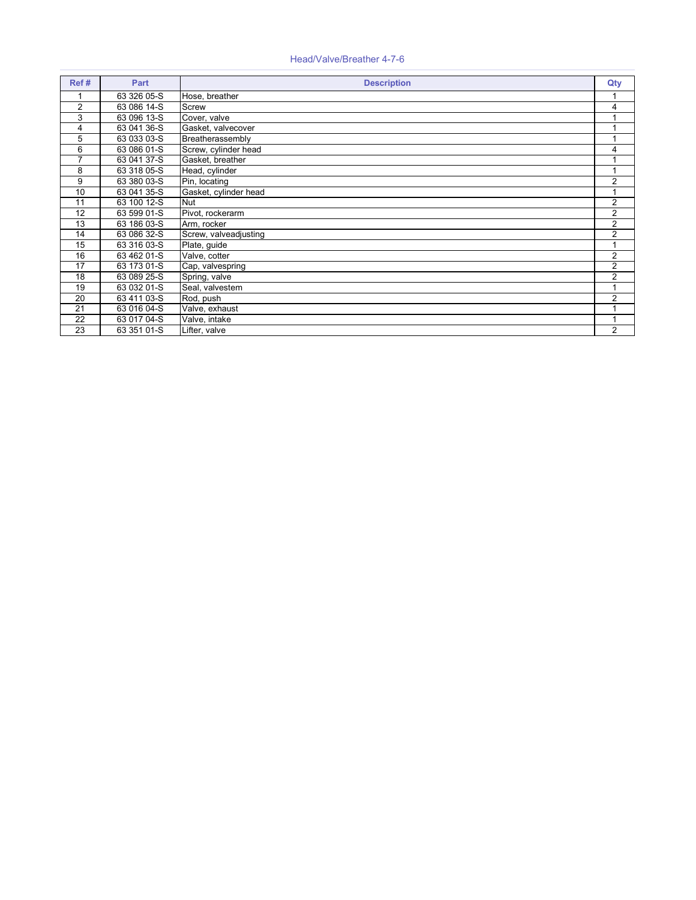## Head/Valve/Breather 4-7-6

| Ref # | Part | Description | Qty |
|---|---|---|---|
| 1 | 63 326 05-S | Hose, breather | 1 |
| 2 | 63 086 14-S | Screw | 4 |
| 3 | 63 096 13-S | Cover, valve | 1 |
| 4 | 63 041 36-S | Gasket, valvecover | 1 |
| 5 | 63 033 03-S | Breatherassembly | 1 |
| 6 | 63 086 01-S | Screw, cylinder head | 4 |
| 7 | 63 041 37-S | Gasket, breather | 1 |
| 8 | 63 318 05-S | Head, cylinder | 1 |
| 9 | 63 380 03-S | Pin, locating | 2 |
| 10 | 63 041 35-S | Gasket, cylinder head | 1 |
| 11 | 63 100 12-S | Nut | 2 |
| 12 | 63 599 01-S | Pivot, rockerarm | 2 |
| 13 | 63 186 03-S | Arm, rocker | 2 |
| 14 | 63 086 32-S | Screw, valveadjusting | 2 |
| 15 | 63 316 03-S | Plate, guide | 1 |
| 16 | 63 462 01-S | Valve, cotter | 2 |
| 17 | 63 173 01-S | Cap, valvespring | 2 |
| 18 | 63 089 25-S | Spring, valve | 2 |
| 19 | 63 032 01-S | Seal, valvestem | 1 |
| 20 | 63 411 03-S | Rod, push | 2 |
| 21 | 63 016 04-S | Valve, exhaust | 1 |
| 22 | 63 017 04-S | Valve, intake | 1 |
| 23 | 63 351 01-S | Lifter, valve | 2 |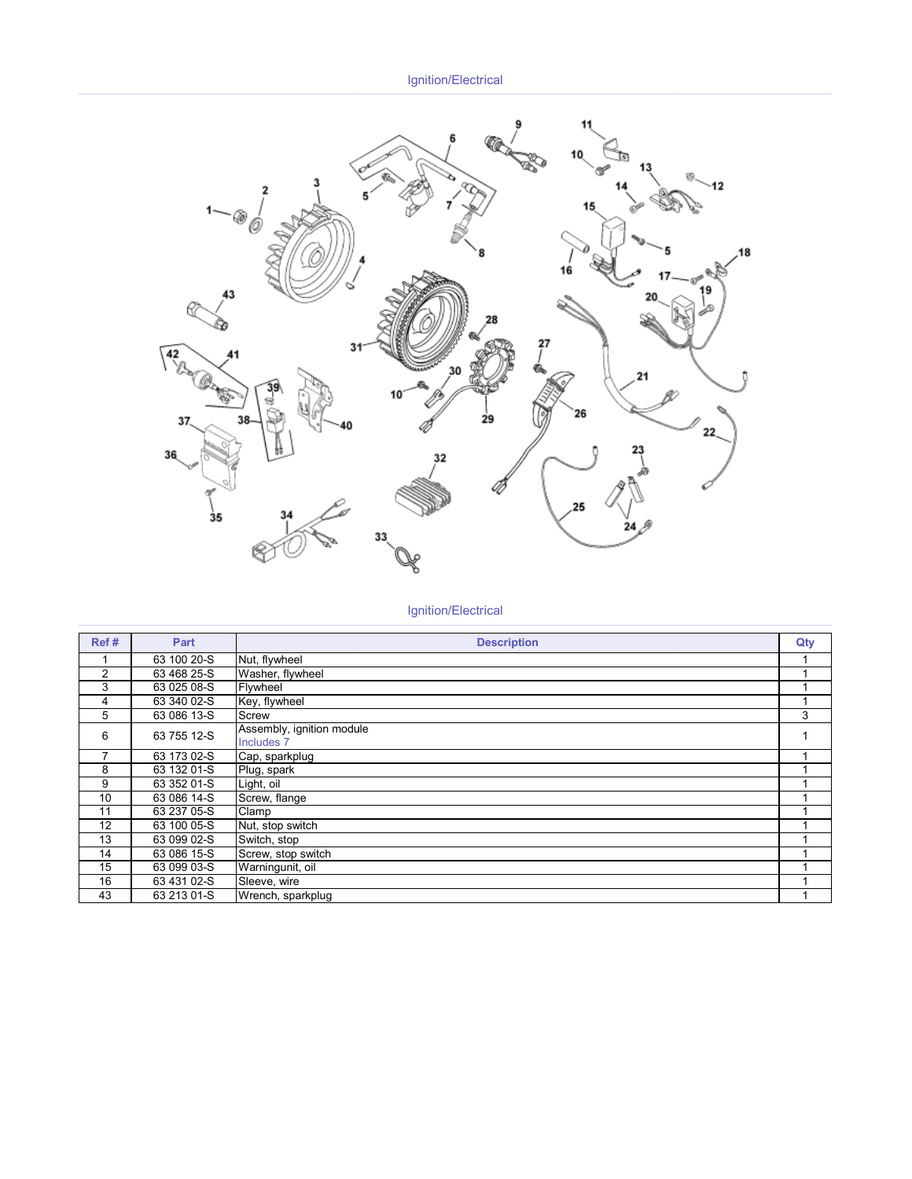## Ignition/Electrical

## Ignition/Electrical

| Ref # | Part | Description | Qty |
|---|---|---|---|
| 1 | 63 100 20-S | Nut, flywheel | 1 |
| 2 | 63 468 25-S | Washer, flywheel | 1 |
| 3 | 63 025 08-S | Flywheel | 1 |
| 4 | 63 340 02-S | Key, flywheel | 1 |
| 5 | 63 086 13-S | Screw | 3 |
| 6 | 63 755 12-S | Assembly, ignition module<br>Includes 7 | 1 |
| 7 | 63 173 02-S | Cap, sparkplug | 1 |
| 8 | 63 132 01-S | Plug, spark | 1 |
| 9 | 63 352 01-S | Light, oil | 1 |
| 10 | 63 086 14-S | Screw, flange | 1 |
| 11 | 63 237 05-S | Clamp | 1 |
| 12 | 63 100 05-S | Nut, stop switch | 1 |
| 13 | 63 099 02-S | Switch, stop | 1 |
| 14 | 63 086 15-S | Screw, stop switch | 1 |
| 15 | 63 099 03-S | Warningunit, oil | 1 |
| 16 | 63 431 02-S | Sleeve, wire | 1 |
| 43 | 63 213 01-S | Wrench, sparkplug | 1 |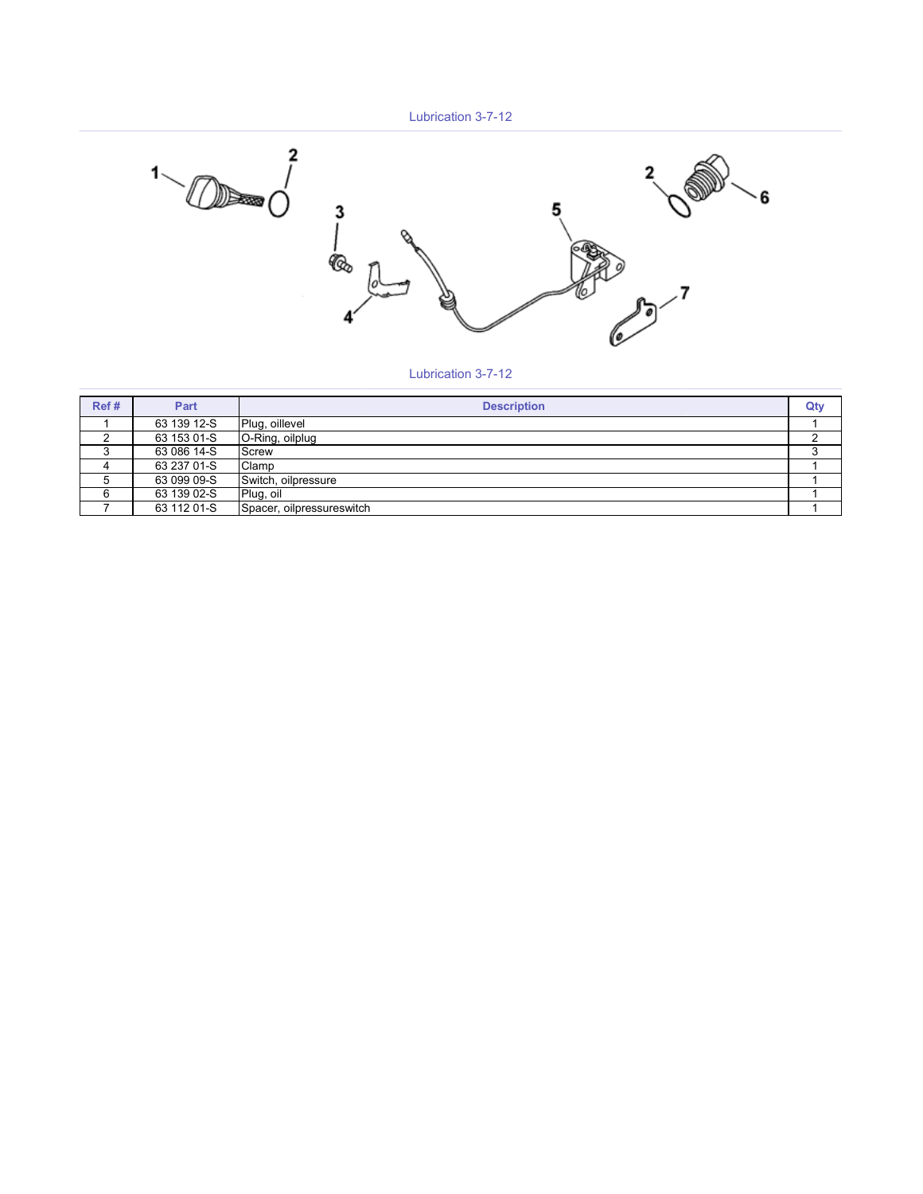## Lubrication 3-7-12

Lubrication 3-7-12

| Ref # | Part | Description | Qty |
|---|---|---|---|
| 1 | 63 139 12-S | Plug, oillevel | 1 |
| 2 | 63 153 01-S | O-Ring, oilplug | 2 |
| 3 | 63 086 14-S | Screw | 3 |
| 4 | 63 237 01-S | Clamp | 1 |
| 5 | 63 099 09-S | Switch, oilpressure | 1 |
| 6 | 63 139 02-S | Plug, oil | 1 |
| 7 | 63 112 01-S | Spacer, oilpressureswitch | 1 |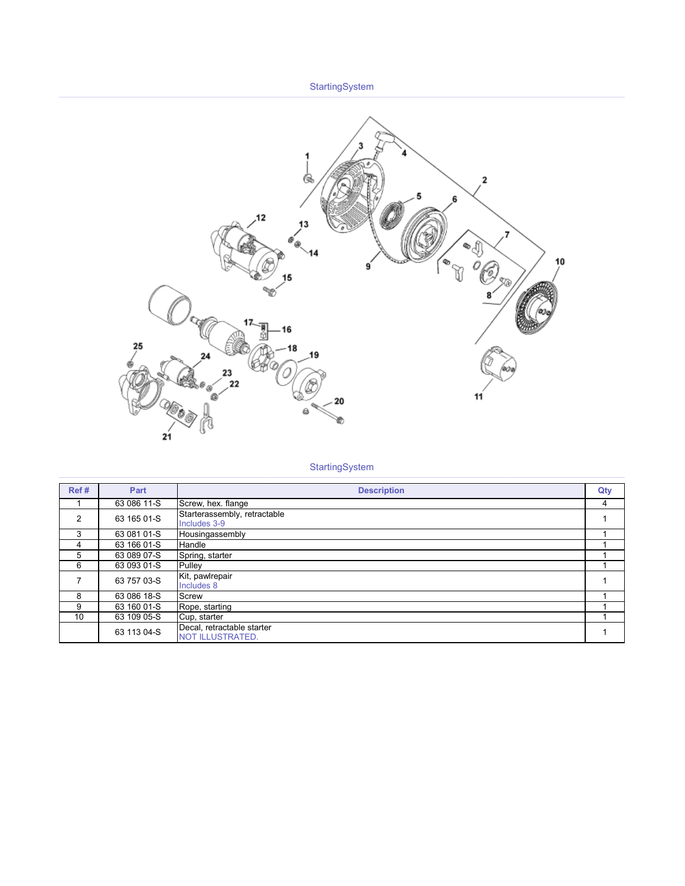StartingSystem

1
2
3
4
5
6
7
8
9
10
11
12
13
14
15
16
17
18
19
20
21
22
23
24
25

StartingSystem

| Ref # | Part | Description | Qty |
|---|---|---|---|
| 1 | 63 086 11-S | Screw, hex. flange | 4 |
| 2 | 63 165 01-S | Starterassembly, retractable<br>Includes 3-9 | 1 |
| 3 | 63 081 01-S | Housingassembly | 1 |
| 4 | 63 166 01-S | Handle | 1 |
| 5 | 63 089 07-S | Spring, starter | 1 |
| 6 | 63 093 01-S | Pulley | 1 |
| 7 | 63 757 03-S | Kit, pawlrepair<br>Includes 8 | 1 |
| 8 | 63 086 18-S | Screw | 1 |
| 9 | 63 160 01-S | Rope, starting | 1 |
| 10 | 63 109 05-S | Cup, starter | 1 |
|  | 63 113 04-S | Decal, retractable starter<br>NOT ILLUSTRATED. | 1 |